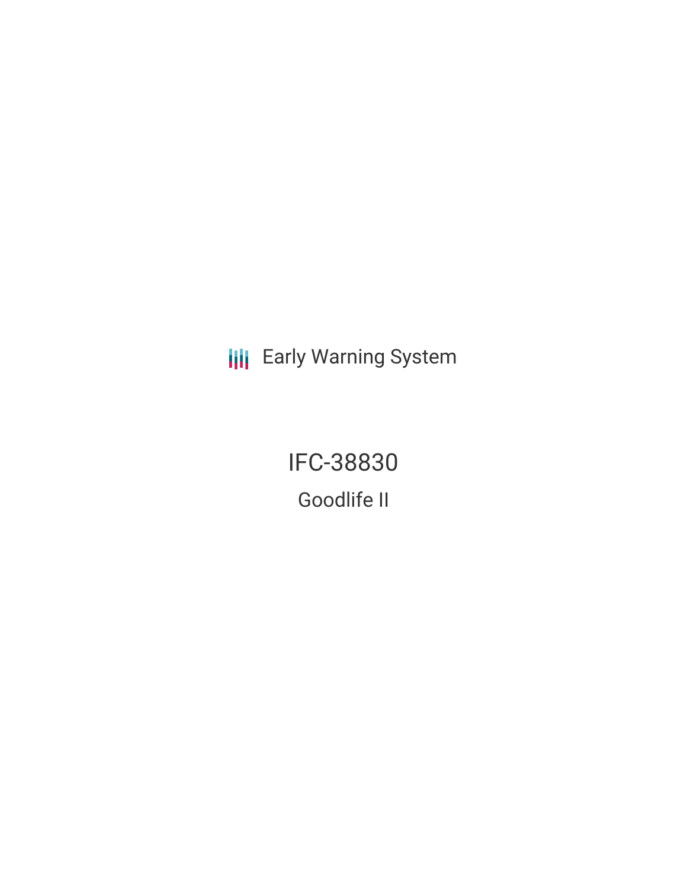Early Warning System

# IFC-38830

## Goodlife II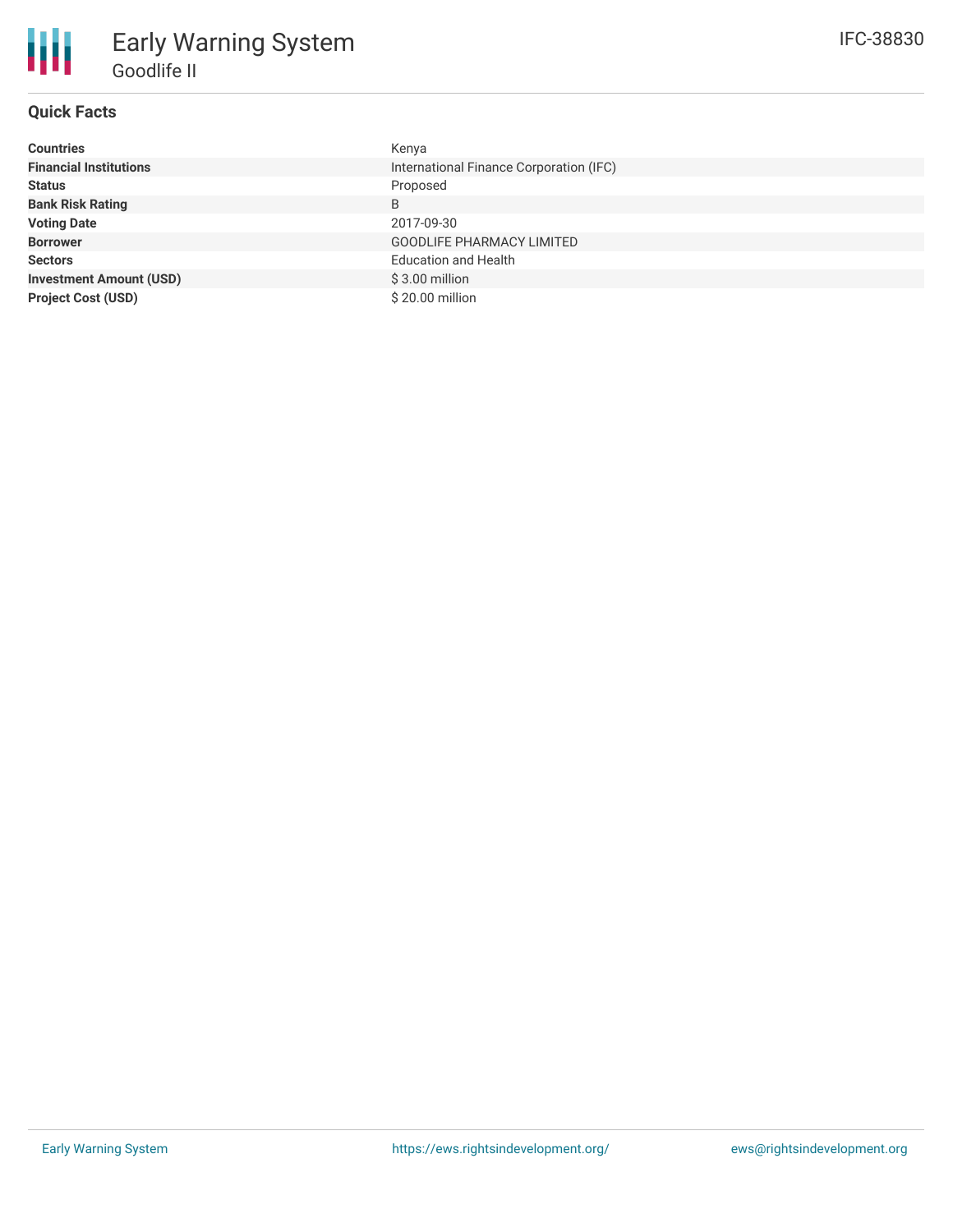# Early Warning System

## Goodlife II

IFC-38830

### Quick Facts

| | |
|---|---|
| **Countries** | Kenya |
| **Financial Institutions** | International Finance Corporation (IFC) |
| **Status** | Proposed |
| **Bank Risk Rating** | B |
| **Voting Date** | 2017-09-30 |
| **Borrower** | GOODLIFE PHARMACY LIMITED |
| **Sectors** | Education and Health |
| **Investment Amount (USD)** | $ 3.00 million |
| **Project Cost (USD)** | $ 20.00 million |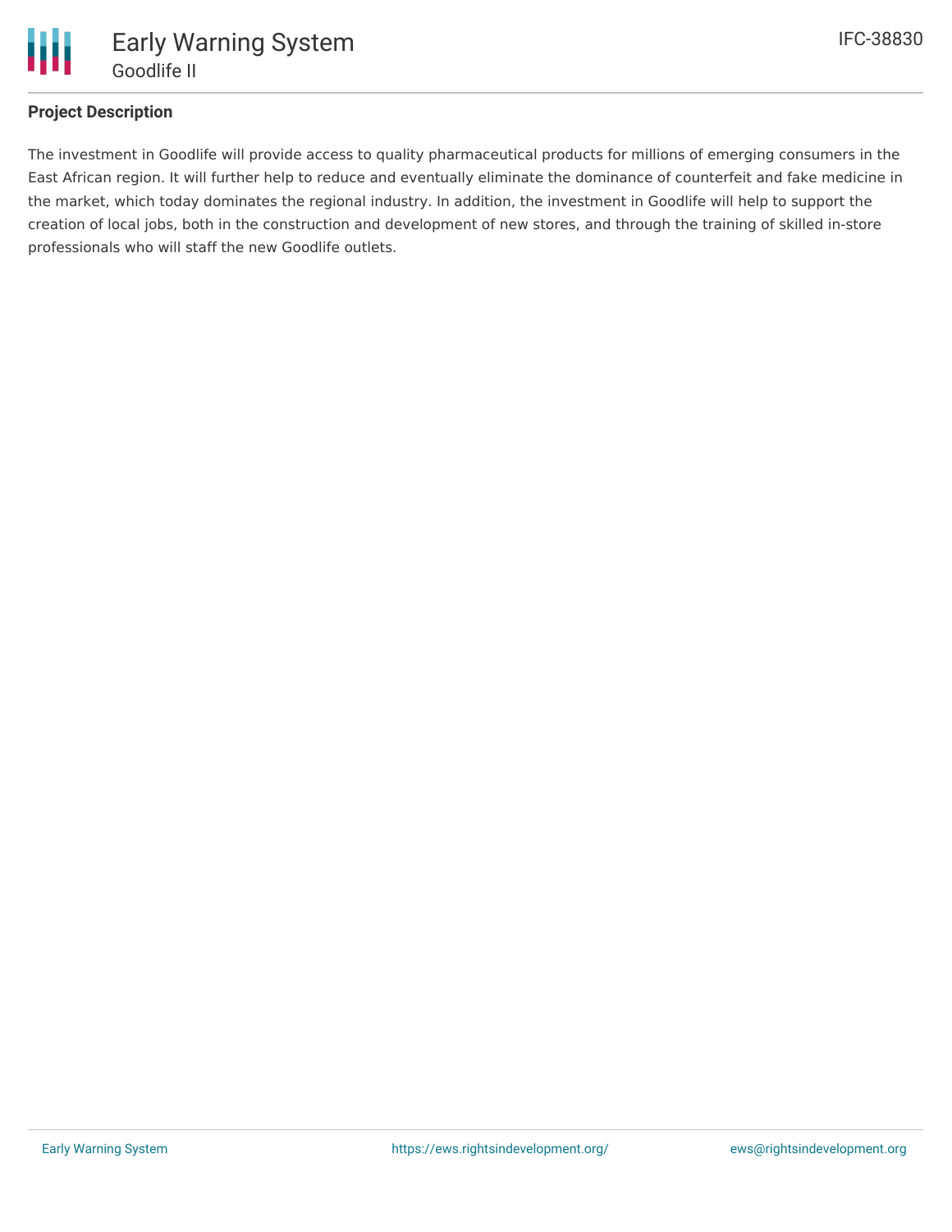## Project Description

The investment in Goodlife will provide access to quality pharmaceutical products for millions of emerging consumers in the East African region. It will further help to reduce and eventually eliminate the dominance of counterfeit and fake medicine in the market, which today dominates the regional industry. In addition, the investment in Goodlife will help to support the creation of local jobs, both in the construction and development of new stores, and through the training of skilled in-store professionals who will staff the new Goodlife outlets.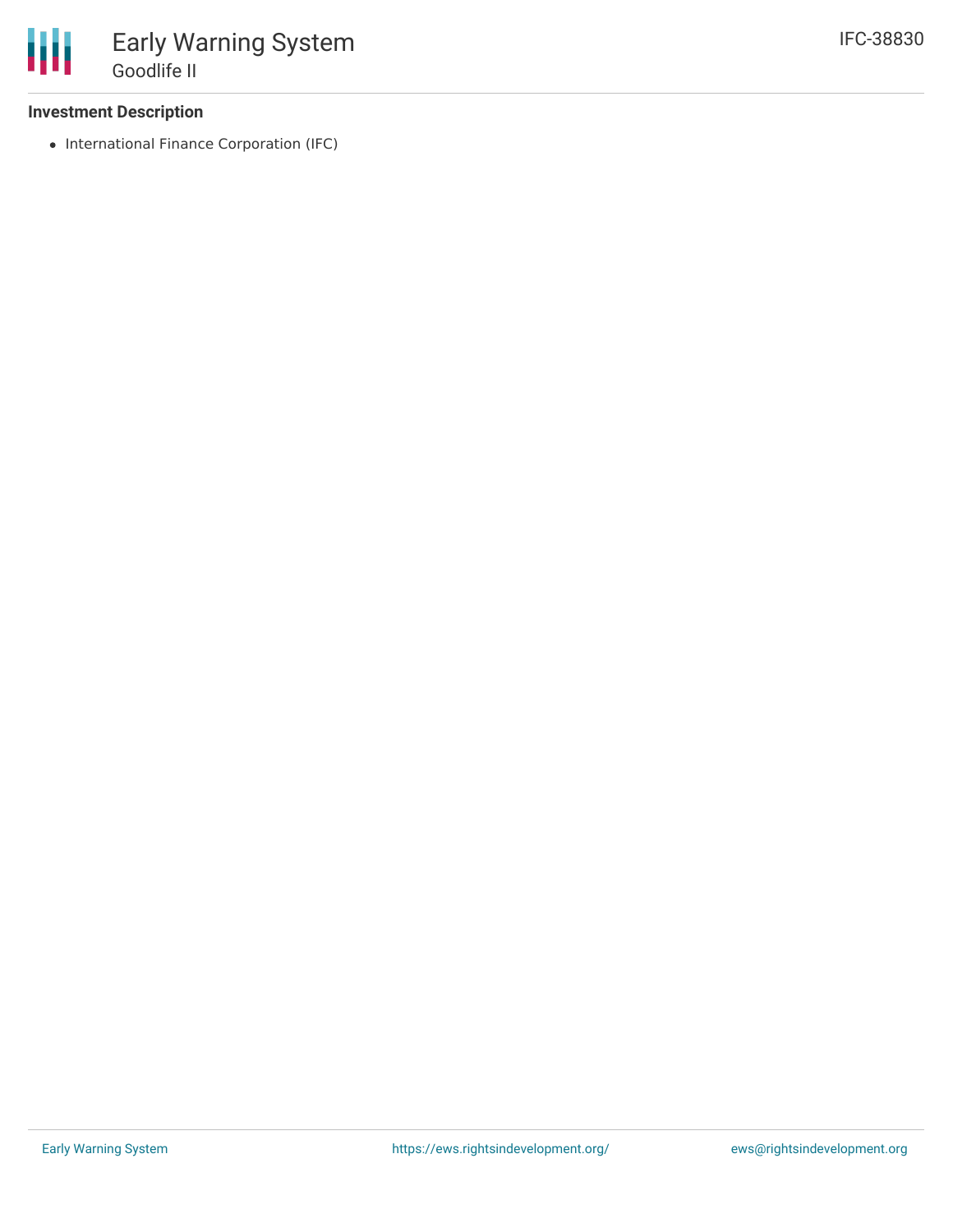**Investment Description**

- International Finance Corporation (IFC)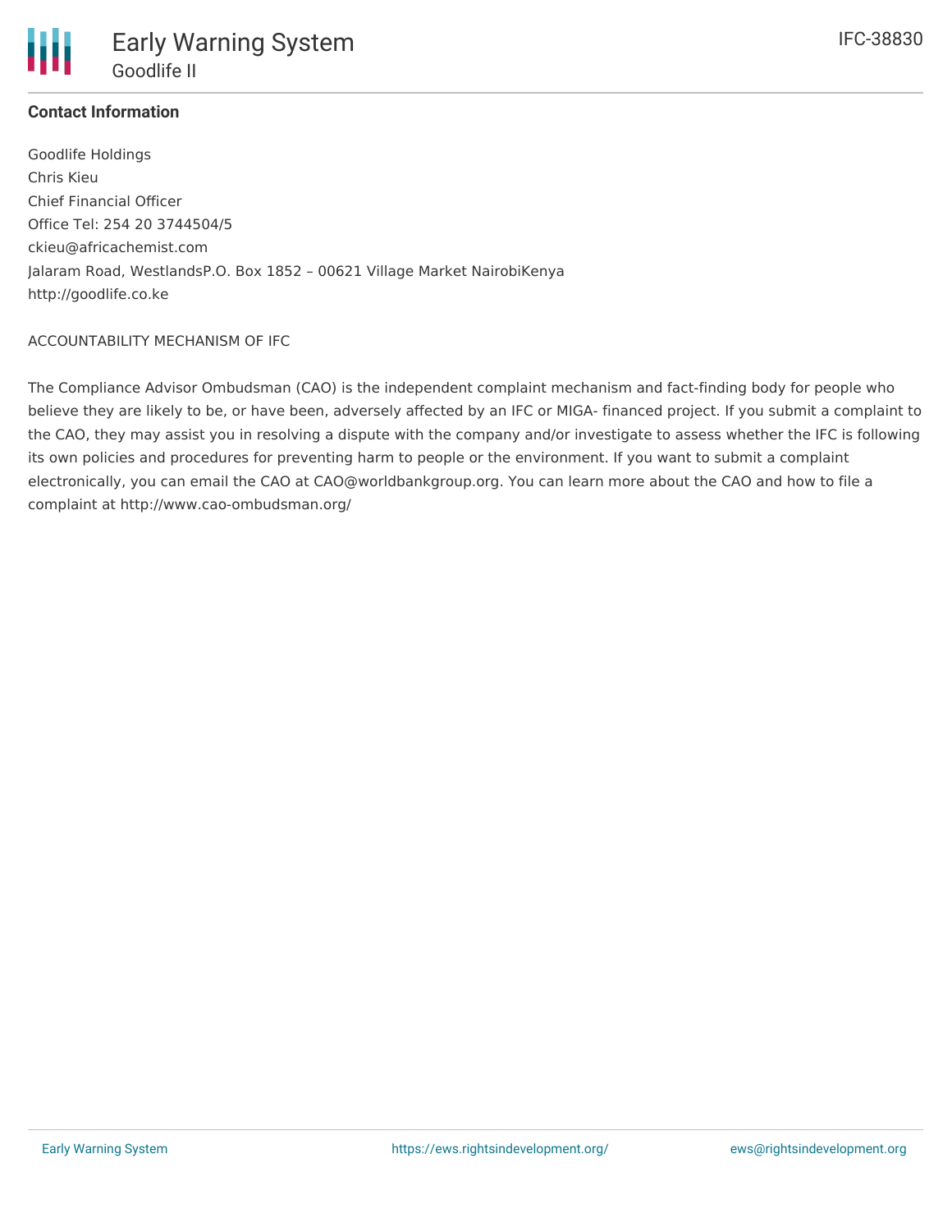**Contact Information**

Goodlife Holdings
Chris Kieu
Chief Financial Officer
Office Tel: 254 20 3744504/5
ckieu@africachemist.com
Jalaram Road, WestlandsP.O. Box 1852 – 00621 Village Market NairobiKenya
http://goodlife.co.ke

ACCOUNTABILITY MECHANISM OF IFC

The Compliance Advisor Ombudsman (CAO) is the independent complaint mechanism and fact-finding body for people who believe they are likely to be, or have been, adversely affected by an IFC or MIGA- financed project. If you submit a complaint to the CAO, they may assist you in resolving a dispute with the company and/or investigate to assess whether the IFC is following its own policies and procedures for preventing harm to people or the environment. If you want to submit a complaint electronically, you can email the CAO at CAO@worldbankgroup.org. You can learn more about the CAO and how to file a complaint at http://www.cao-ombudsman.org/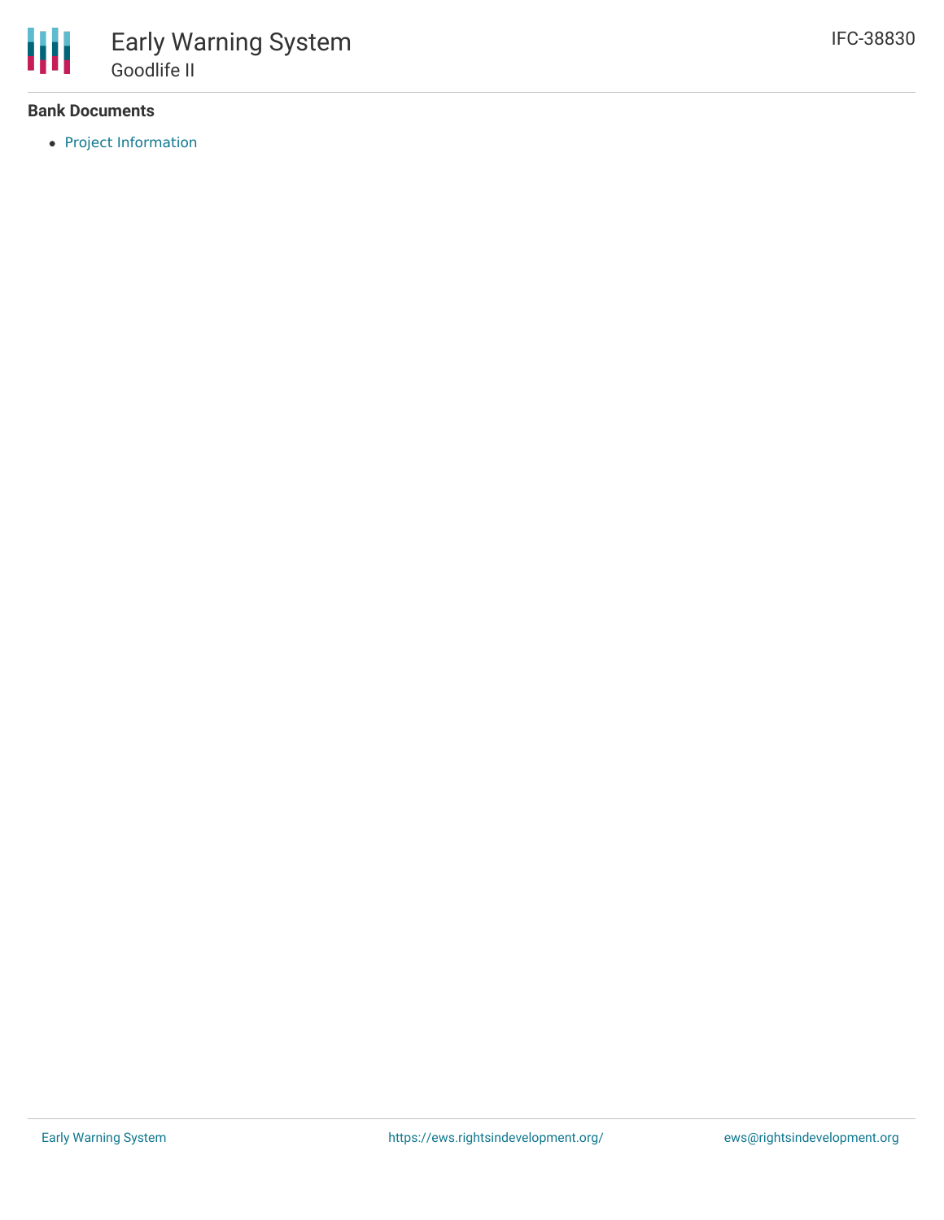**Bank Documents**

- Project Information